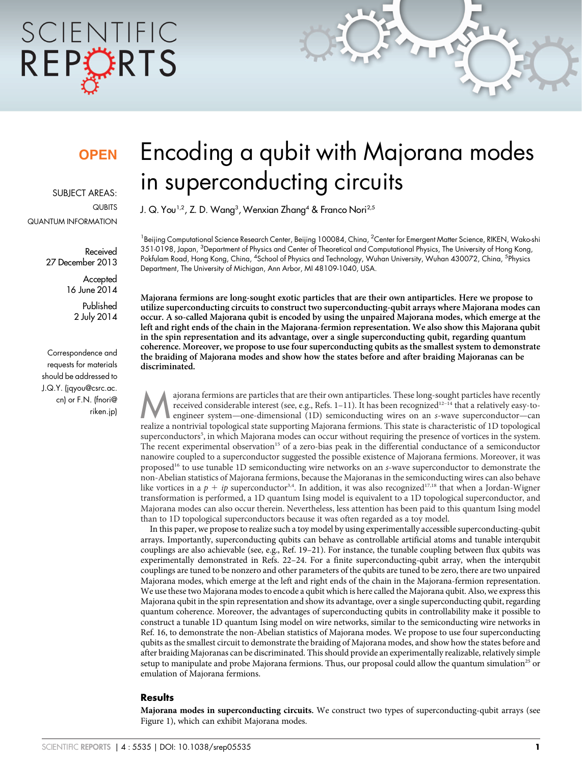OPEN

SUBJECT AREAS:

QUBITS

QUANTUM INFORMATION

Received 27 December 2013

Accepted 16 June 2014

Published 2 July 2014

Correspondence and requests for materials should be addressed to J.Q.Y. (jqyou@csrc.ac.cn) or F.N. (fnori@riken.jp)

# Encoding a qubit with Majorana modes in superconducting circuits

J. Q. You[1,2], Z. D. Wang[3], Wenxian Zhang[4] & Franco Nori[2,5]

[1]Beijing Computational Science Research Center, Beijing 100084, China, [2]Center for Emergent Matter Science, RIKEN, Wako-shi 351-0198, Japan, [3]Department of Physics and Center of Theoretical and Computational Physics, The University of Hong Kong, Pokfulam Road, Hong Kong, China, [4]School of Physics and Technology, Wuhan University, Wuhan 430072, China, [5]Physics Department, The University of Michigan, Ann Arbor, MI 48109-1040, USA.

**Majorana fermions are long-sought exotic particles that are their own antiparticles. Here we propose to utilize superconducting circuits to construct two superconducting-qubit arrays where Majorana modes can occur. A so-called Majorana qubit is encoded by using the unpaired Majorana modes, which emerge at the left and right ends of the chain in the Majorana-fermion representation. We also show this Majorana qubit in the spin representation and its advantage, over a single superconducting qubit, regarding quantum coherence. Moreover, we propose to use four superconducting qubits as the smallest system to demonstrate the braiding of Majorana modes and show how the states before and after braiding Majoranas can be discriminated.**

Majorana fermions are particles that are their own antiparticles. These long-sought particles have recently received considerable interest (see, e.g., Refs. 1–11). It has been recognized[12–14] that a relatively easy-to-engineer system—one-dimensional (1D) semiconducting wires on an *s*-wave superconductor—can realize a nontrivial topological state supporting Majorana fermions. This state is characteristic of 1D topological superconductors[5], in which Majorana modes can occur without requiring the presence of vortices in the system. The recent experimental observation[15] of a zero-bias peak in the differential conductance of a semiconductor nanowire coupled to a superconductor suggested the possible existence of Majorana fermions. Moreover, it was proposed[16] to use tunable 1D semiconducting wire networks on an *s*-wave superconductor to demonstrate the non-Abelian statistics of Majorana fermions, because the Majoranas in the semiconducting wires can also behave like vortices in a $p + ip$ superconductor[3,4]. In addition, it was also recognized[17,18] that when a Jordan-Wigner transformation is performed, a 1D quantum Ising model is equivalent to a 1D topological superconductor, and Majorana modes can also occur therein. Nevertheless, less attention has been paid to this quantum Ising model than to 1D topological superconductors because it was often regarded as a toy model.

In this paper, we propose to realize such a toy model by using experimentally accessible superconducting-qubit arrays. Importantly, superconducting qubits can behave as controllable artificial atoms and tunable interqubit couplings are also achievable (see, e.g., Ref. 19–21). For instance, the tunable coupling between flux qubits was experimentally demonstrated in Refs. 22–24. For a finite superconducting-qubit array, when the interqubit couplings are tuned to be nonzero and other parameters of the qubits are tuned to be zero, there are two unpaired Majorana modes, which emerge at the left and right ends of the chain in the Majorana-fermion representation. We use these two Majorana modes to encode a qubit which is here called the Majorana qubit. Also, we express this Majorana qubit in the spin representation and show its advantage, over a single superconducting qubit, regarding quantum coherence. Moreover, the advantages of superconducting qubits in controllability make it possible to construct a tunable 1D quantum Ising model on wire networks, similar to the semiconducting wire networks in Ref. 16, to demonstrate the non-Abelian statistics of Majorana modes. We propose to use four superconducting qubits as the smallest circuit to demonstrate the braiding of Majorana modes, and show how the states before and after braiding Majoranas can be discriminated. This should provide an experimentally realizable, relatively simple setup to manipulate and probe Majorana fermions. Thus, our proposal could allow the quantum simulation[25] or emulation of Majorana fermions.

## Results

**Majorana modes in superconducting circuits.** We construct two types of superconducting-qubit arrays (see Figure 1), which can exhibit Majorana modes.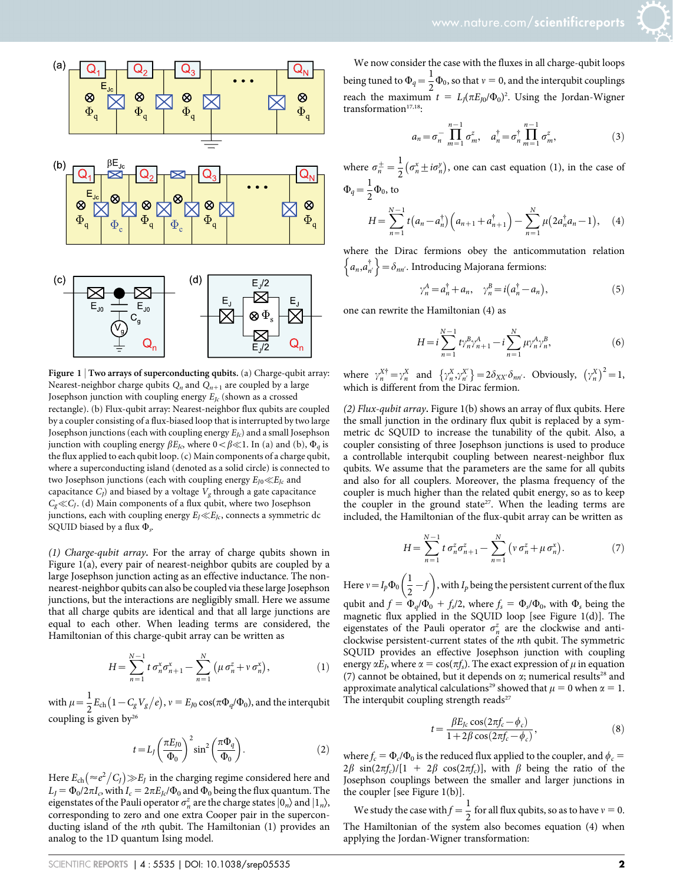**Figure 1 | Two arrays of superconducting qubits.** (a) Charge-qubit array: Nearest-neighbor charge qubits $Q_n$ and $Q_{n+1}$ are coupled by a large Josephson junction with coupling energy $E_{Jc}$ (shown as a crossed rectangle). (b) Flux-qubit array: Nearest-neighbor flux qubits are coupled by a coupler consisting of a flux-biased loop that is interrupted by two large Josephson junctions (each with coupling energy $E_{Jc}$) and a small Josephson junction with coupling energy $\beta E_{Jc}$, where $0<\beta\ll 1$. In (a) and (b), $\Phi_q$ is the flux applied to each qubit loop. (c) Main components of a charge qubit, where a superconducting island (denoted as a solid circle) is connected to two Josephson junctions (each with coupling energy $E_{J0}\ll E_{Jc}$ and capacitance $C_J$) and biased by a voltage $V_g$ through a gate capacitance $C_g\ll C_J$. (d) Main components of a flux qubit, where two Josephson junctions, each with coupling energy $E_J\ll E_{Jc}$, connects a symmetric dc SQUID biased by a flux $\Phi_s$.

*(1) Charge-qubit array*. For the array of charge qubits shown in Figure 1(a), every pair of nearest-neighbor qubits are coupled by a large Josephson junction acting as an effective inductance. The non-nearest-neighbor qubits can also be coupled via these large Josephson junctions, but the interactions are negligibly small. Here we assume that all charge qubits are identical and all large junctions are equal to each other. When leading terms are considered, the Hamiltonian of this charge-qubit array can be written as

$$H=\sum_{n=1}^{N-1} t\,\sigma_n^x\sigma_{n+1}^x-\sum_{n=1}^{N}\left(\mu\,\sigma_n^z+v\,\sigma_n^x\right), \tag{1}$$

with $\mu=\frac{1}{2}E_{\rm ch}\left(1-C_gV_g/e\right)$, $v=E_{J0}\cos(\pi\Phi_q/\Phi_0)$, and the interqubit coupling is given by[26]

$$t=L_J\left(\frac{\pi E_{J0}}{\Phi_0}\right)^2\sin^2\left(\frac{\pi\Phi_q}{\Phi_0}\right). \tag{2}$$

Here $E_{\rm ch}\left(\approx e^2/C_J\right)\gg E_J$ in the charging regime considered here and $L_J=\Phi_0/2\pi I_c$, with $I_c=2\pi E_{Jc}/\Phi_0$ and $\Phi_0$ being the flux quantum. The eigenstates of the Pauli operator $\sigma_n^z$ are the charge states $|0_n\rangle$ and $|1_n\rangle$, corresponding to zero and one extra Cooper pair in the superconducting island of the $n$th qubit. The Hamiltonian (1) provides an analog to the 1D quantum Ising model.

We now consider the case with the fluxes in all charge-qubit loops being tuned to $\Phi_q=\frac{1}{2}\Phi_0$, so that $v=0$, and the interqubit couplings reach the maximum $t=L_J(\pi E_{J0}/\Phi_0)^2$. Using the Jordan-Wigner transformation[17,18]:

$$a_n=\sigma_n^-\prod_{m=1}^{n-1}\sigma_m^z,\quad a_n^\dagger=\sigma_n^+\prod_{m=1}^{n-1}\sigma_m^z, \tag{3}$$

where $\sigma_n^\pm=\frac{1}{2}\left(\sigma_n^x\pm i\sigma_n^y\right)$, one can cast equation (1), in the case of $\Phi_q=\frac{1}{2}\Phi_0$, to

$$H=\sum_{n=1}^{N-1} t\left(a_n-a_n^\dagger\right)\left(a_{n+1}+a_{n+1}^\dagger\right)-\sum_{n=1}^{N}\mu\left(2a_n^\dagger a_n-1\right), \tag{4}$$

where the Dirac fermions obey the anticommutation relation $\left\{a_n,a_{n'}^\dagger\right\}=\delta_{nn'}$. Introducing Majorana fermions:

$$\gamma_n^A=a_n^\dagger+a_n,\quad \gamma_n^B=i\left(a_n^\dagger-a_n\right), \tag{5}$$

one can rewrite the Hamiltonian (4) as

$$H=i\sum_{n=1}^{N-1} t\gamma_n^B\gamma_{n+1}^A-i\sum_{n=1}^{N}\mu\gamma_n^A\gamma_n^B, \tag{6}$$

where $\gamma_n^{X\dagger}=\gamma_n^X$ and $\left\{\gamma_n^X,\gamma_{n'}^{X'}\right\}=2\delta_{XX'}\delta_{nn'}$. Obviously, $\left(\gamma_n^X\right)^2=1$, which is different from the Dirac fermion.

*(2) Flux-qubit array*. Figure 1(b) shows an array of flux qubits. Here the small junction in the ordinary flux qubit is replaced by a symmetric dc SQUID to increase the tunability of the qubit. Also, a coupler consisting of three Josephson junctions is used to produce a controllable interqubit coupling between nearest-neighbor flux qubits. We assume that the parameters are the same for all qubits and also for all couplers. Moreover, the plasma frequency of the coupler is much higher than the related qubit energy, so as to keep the coupler in the ground state[27]. When the leading terms are included, the Hamiltonian of the flux-qubit array can be written as

$$H=\sum_{n=1}^{N-1} t\,\sigma_n^z\sigma_{n+1}^z-\sum_{n=1}^{N}\left(v\,\sigma_n^z+\mu\,\sigma_n^x\right). \tag{7}$$

Here $v=I_p\Phi_0\left(\frac{1}{2}-f\right)$, with $I_p$ being the persistent current of the flux qubit and $f=\Phi_q/\Phi_0+f_s/2$, where $f_s=\Phi_s/\Phi_0$, with $\Phi_s$ being the magnetic flux applied in the SQUID loop [see Figure 1(d)]. The eigenstates of the Pauli operator $\sigma_n^z$ are the clockwise and anticlockwise persistent-current states of the $n$th qubit. The symmetric SQUID provides an effective Josephson junction with coupling energy $\alpha E_J$, where $\alpha=\cos(\pi f_s)$. The exact expression of $\mu$ in equation (7) cannot be obtained, but it depends on $\alpha$; numerical results[28] and approximate analytical calculations[29] showed that $\mu=0$ when $\alpha=1$. The interqubit coupling strength reads[27]

$$t=\frac{\beta E_{Jc}\cos(2\pi f_c-\phi_c)}{1+2\beta\cos(2\pi f_c-\phi_c)}, \tag{8}$$

where $f_c=\Phi_c/\Phi_0$ is the reduced flux applied to the coupler, and $\phi_c=2\beta\sin(2\pi f_c)/[1+2\beta\cos(2\pi f_c)]$, with $\beta$ being the ratio of the Josephson couplings between the smaller and larger junctions in the coupler [see Figure 1(b)].

We study the case with $f=\frac{1}{2}$ for all flux qubits, so as to have $v=0$. The Hamiltonian of the system also becomes equation (4) when applying the Jordan-Wigner transformation: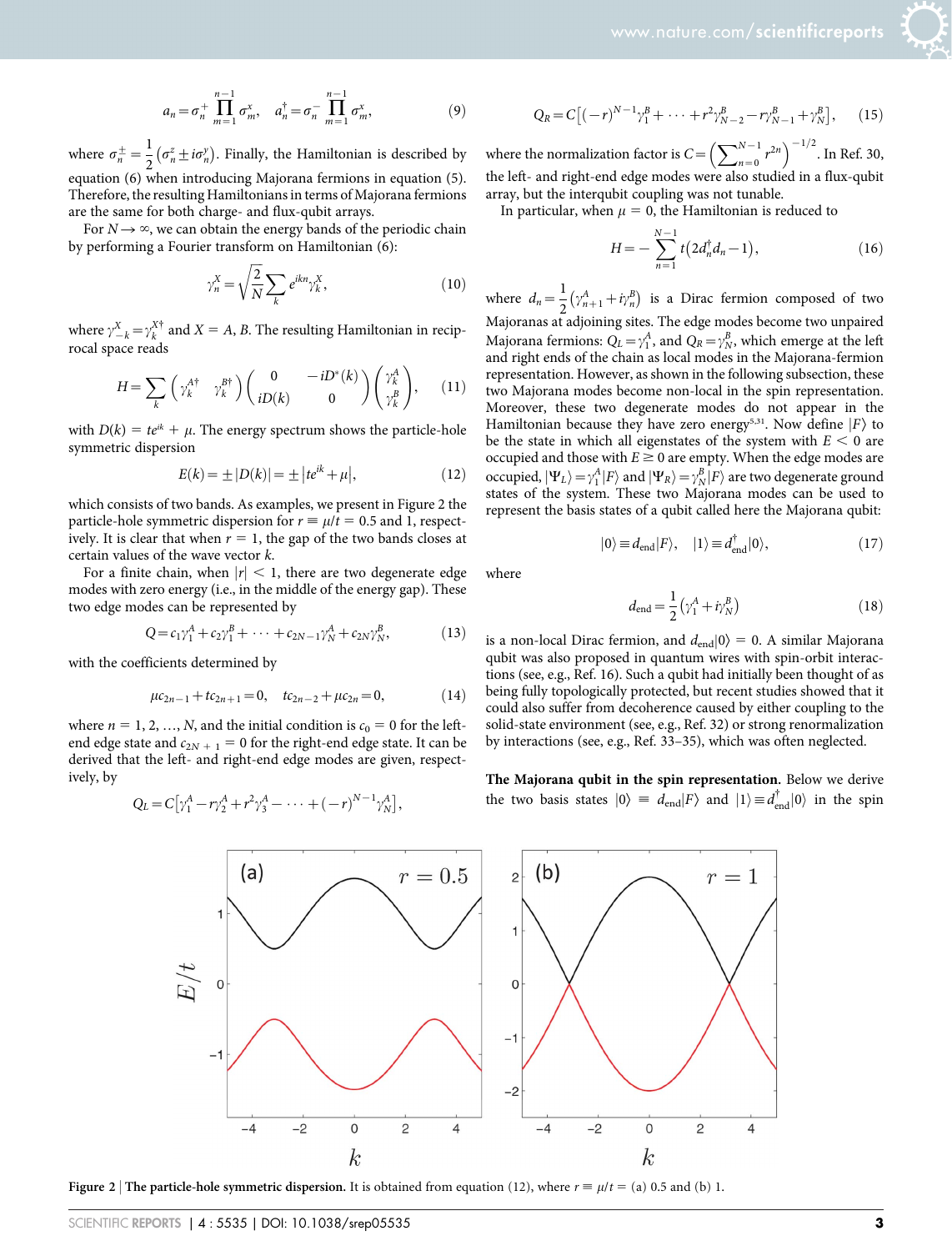$$a_n = \sigma_n^+ \prod_{m=1}^{n-1} \sigma_m^x, \quad a_n^\dagger = \sigma_n^- \prod_{m=1}^{n-1} \sigma_m^x, \tag{9}$$

where $\sigma_n^\pm = \frac{1}{2}\left(\sigma_n^z \pm i\sigma_n^y\right)$. Finally, the Hamiltonian is described by equation (6) when introducing Majorana fermions in equation (5). Therefore, the resulting Hamiltonians in terms of Majorana fermions are the same for both charge- and flux-qubit arrays.

For $N \to \infty$, we can obtain the energy bands of the periodic chain by performing a Fourier transform on Hamiltonian (6):

$$\gamma_n^X = \sqrt{\frac{2}{N}} \sum_k e^{ikn} \gamma_k^X, \tag{10}$$

where $\gamma_{-k}^X = \gamma_k^{X\dagger}$ and $X = A, B$. The resulting Hamiltonian in reciprocal space reads

$$H = \sum_k \begin{pmatrix} \gamma_k^{A\dagger} & \gamma_k^{B\dagger} \end{pmatrix} \begin{pmatrix} 0 & -iD^*(k) \\ iD(k) & 0 \end{pmatrix} \begin{pmatrix} \gamma_k^A \\ \gamma_k^B \end{pmatrix}, \tag{11}$$

with $D(k) = te^{ik} + \mu$. The energy spectrum shows the particle-hole symmetric dispersion

$$E(k) = \pm|D(k)| = \pm\left|te^{ik} + \mu\right|, \tag{12}$$

which consists of two bands. As examples, we present in Figure 2 the particle-hole symmetric dispersion for $r \equiv \mu/t = 0.5$ and 1, respectively. It is clear that when $r = 1$, the gap of the two bands closes at certain values of the wave vector $k$.

For a finite chain, when $|r| < 1$, there are two degenerate edge modes with zero energy (i.e., in the middle of the energy gap). These two edge modes can be represented by

$$Q = c_1\gamma_1^A + c_2\gamma_1^B + \cdots + c_{2N-1}\gamma_N^A + c_{2N}\gamma_N^B, \tag{13}$$

with the coefficients determined by

$$\mu c_{2n-1} + tc_{2n+1} = 0, \quad tc_{2n-2} + \mu c_{2n} = 0, \tag{14}$$

where $n = 1, 2, \ldots, N$, and the initial condition is $c_0 = 0$ for the left-end edge state and $c_{2N+1} = 0$ for the right-end edge state. It can be derived that the left- and right-end edge modes are given, respectively, by

$$Q_L = C\left[\gamma_1^A - r\gamma_2^A + r^2\gamma_3^A - \cdots + (-r)^{N-1}\gamma_N^A\right],$$

$$Q_R = C\left[(-r)^{N-1}\gamma_1^B + \cdots + r^2\gamma_{N-2}^B - r\gamma_{N-1}^B + \gamma_N^B\right], \tag{15}$$

where the normalization factor is $C = \left(\sum_{n=0}^{N-1} r^{2n}\right)^{-1/2}$. In Ref. 30, the left- and right-end edge modes were also studied in a flux-qubit array, but the interqubit coupling was not tunable.

In particular, when $\mu = 0$, the Hamiltonian is reduced to

$$H = -\sum_{n=1}^{N-1} t\left(2d_n^\dagger d_n - 1\right), \tag{16}$$

where $d_n = \frac{1}{2}\left(\gamma_{n+1}^A + i\gamma_n^B\right)$ is a Dirac fermion composed of two Majoranas at adjoining sites. The edge modes become two unpaired Majorana fermions: $Q_L = \gamma_1^A$, and $Q_R = \gamma_N^B$, which emerge at the left and right ends of the chain as local modes in the Majorana-fermion representation. However, as shown in the following subsection, these two Majorana modes become non-local in the spin representation. Moreover, these two degenerate modes do not appear in the Hamiltonian because they have zero energy[5,31]. Now define $|F\rangle$ to be the state in which all eigenstates of the system with $E < 0$ are occupied and those with $E \geq 0$ are empty. When the edge modes are occupied, $|\Psi_L\rangle = \gamma_1^A|F\rangle$ and $|\Psi_R\rangle = \gamma_N^B|F\rangle$ are two degenerate ground states of the system. These two Majorana modes can be used to represent the basis states of a qubit called here the Majorana qubit:

$$|0\rangle \equiv d_{\rm end}|F\rangle, \quad |1\rangle \equiv d_{\rm end}^\dagger|0\rangle, \tag{17}$$

where

$$d_{\rm end} = \frac{1}{2}\left(\gamma_1^A + i\gamma_N^B\right) \tag{18}$$

is a non-local Dirac fermion, and $d_{\rm end}|0\rangle = 0$. A similar Majorana qubit was also proposed in quantum wires with spin-orbit interactions (see, e.g., Ref. 16). Such a qubit had initially been thought of as being fully topologically protected, but recent studies showed that it could also suffer from decoherence caused by either coupling to the solid-state environment (see, e.g., Ref. 32) or strong renormalization by interactions (see, e.g., Ref. 33–35), which was often neglected.

**The Majorana qubit in the spin representation.** Below we derive the two basis states $|0\rangle \equiv d_{\rm end}|F\rangle$ and $|1\rangle \equiv d_{\rm end}^\dagger|0\rangle$ in the spin

**Figure 2 | The particle-hole symmetric dispersion.** It is obtained from equation (12), where $r \equiv \mu/t =$ (a) 0.5 and (b) 1.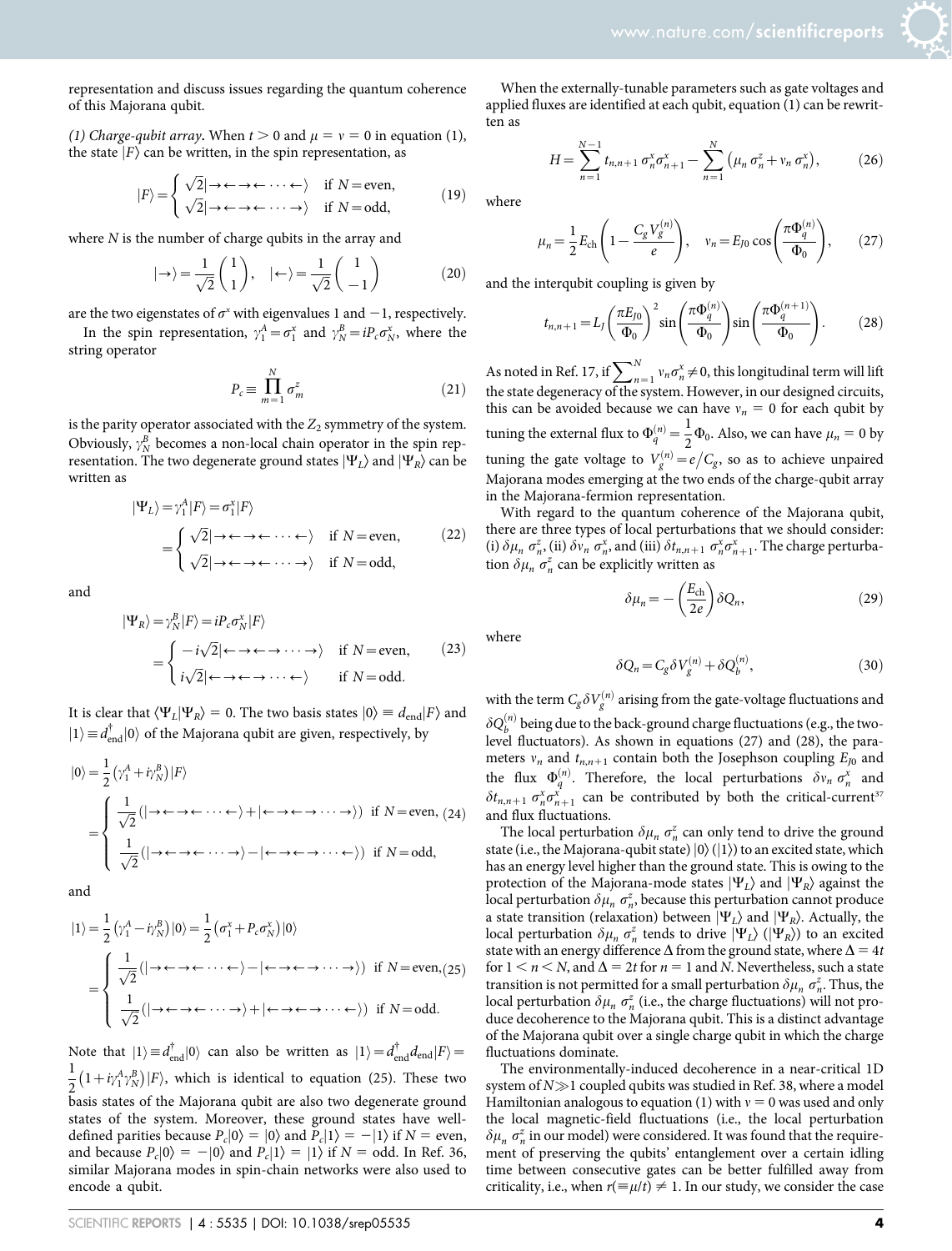representation and discuss issues regarding the quantum coherence of this Majorana qubit.

*(1) Charge-qubit array*. When $t > 0$ and $\mu = v = 0$ in equation (1), the state $|F\rangle$ can be written, in the spin representation, as

$$
|F\rangle = \begin{cases} \sqrt{2}|\rightarrow\leftarrow\rightarrow\leftarrow\cdots\leftarrow\rangle & \text{if } N=\text{even}, \\ \sqrt{2}|\rightarrow\leftarrow\rightarrow\leftarrow\cdots\rightarrow\rangle & \text{if } N=\text{odd}, \end{cases} \tag{19}
$$

where $N$ is the number of charge qubits in the array and

$$
|\rightarrow\rangle = \frac{1}{\sqrt{2}}\begin{pmatrix}1\\1\end{pmatrix}, \quad |\leftarrow\rangle = \frac{1}{\sqrt{2}}\begin{pmatrix}1\\-1\end{pmatrix} \tag{20}
$$

are the two eigenstates of $\sigma^x$ with eigenvalues 1 and $-1$, respectively.

In the spin representation, $\gamma_1^A = \sigma_1^x$ and $\gamma_N^B = iP_c\sigma_N^x$, where the string operator

$$
P_c \equiv \prod_{m=1}^{N} \sigma_m^z \tag{21}
$$

is the parity operator associated with the $Z_2$ symmetry of the system. Obviously, $\gamma_N^B$ becomes a non-local chain operator in the spin representation. The two degenerate ground states $|\Psi_L\rangle$ and $|\Psi_R\rangle$ can be written as

$$
\begin{aligned}
|\Psi_L\rangle &= \gamma_1^A|F\rangle = \sigma_1^x|F\rangle \\
&= \begin{cases} \sqrt{2}|\rightarrow\leftarrow\rightarrow\leftarrow\cdots\leftarrow\rangle & \text{if } N=\text{even}, \\ \sqrt{2}|\rightarrow\leftarrow\rightarrow\leftarrow\cdots\rightarrow\rangle & \text{if } N=\text{odd}, \end{cases}
\end{aligned} \tag{22}
$$

and

$$
\begin{aligned}
|\Psi_R\rangle &= \gamma_N^B|F\rangle = iP_c\sigma_N^x|F\rangle \\
&= \begin{cases} -i\sqrt{2}|\leftarrow\rightarrow\leftarrow\rightarrow\cdots\rightarrow\rangle & \text{if } N=\text{even}, \\ i\sqrt{2}|\leftarrow\rightarrow\leftarrow\rightarrow\cdots\leftarrow\rangle & \text{if } N=\text{odd}. \end{cases}
\end{aligned} \tag{23}
$$

It is clear that $\langle\Psi_L|\Psi_R\rangle = 0$. The two basis states $|0\rangle \equiv d_{\text{end}}|F\rangle$ and $|1\rangle \equiv d_{\text{end}}^{\dagger}|0\rangle$ of the Majorana qubit are given, respectively, by

$$
\begin{aligned}
|0\rangle &= \frac{1}{2}\left(\gamma_1^A + i\gamma_N^B\right)|F\rangle \\
&= \begin{cases} \frac{1}{\sqrt{2}}\left(|\rightarrow\leftarrow\rightarrow\leftarrow\cdots\leftarrow\rangle + |\leftarrow\rightarrow\leftarrow\rightarrow\cdots\rightarrow\rangle\right) & \text{if } N=\text{even}, \\ \frac{1}{\sqrt{2}}\left(|\rightarrow\leftarrow\rightarrow\leftarrow\cdots\rightarrow\rangle - |\leftarrow\rightarrow\leftarrow\rightarrow\cdots\leftarrow\rangle\right) & \text{if } N=\text{odd}, \end{cases}
\end{aligned} \tag{24}
$$

and

$$
\begin{aligned}
|1\rangle &= \frac{1}{2}\left(\gamma_1^A - i\gamma_N^B\right)|0\rangle = \frac{1}{2}\left(\sigma_1^x + P_c\sigma_N^x\right)|0\rangle \\
&= \begin{cases} \frac{1}{\sqrt{2}}\left(|\rightarrow\leftarrow\rightarrow\leftarrow\cdots\leftarrow\rangle - |\leftarrow\rightarrow\leftarrow\rightarrow\cdots\rightarrow\rangle\right) & \text{if } N=\text{even}, \\ \frac{1}{\sqrt{2}}\left(|\rightarrow\leftarrow\rightarrow\leftarrow\cdots\rightarrow\rangle + |\leftarrow\rightarrow\leftarrow\rightarrow\cdots\leftarrow\rangle\right) & \text{if } N=\text{odd}. \end{cases}
\end{aligned} \tag{25}
$$

Note that $|1\rangle \equiv d_{\text{end}}^{\dagger}|0\rangle$ can also be written as $|1\rangle = d_{\text{end}}^{\dagger}d_{\text{end}}|F\rangle = \frac{1}{2}\left(1 + i\gamma_1^A\gamma_N^B\right)|F\rangle$, which is identical to equation (25). These two basis states of the Majorana qubit are also two degenerate ground states of the system. Moreover, these ground states have well-defined parities because $P_c|0\rangle = |0\rangle$ and $P_c|1\rangle = -|1\rangle$ if $N =$ even, and because $P_c|0\rangle = -|0\rangle$ and $P_c|1\rangle = |1\rangle$ if $N =$ odd. In Ref. 36, similar Majorana modes in spin-chain networks were also used to encode a qubit.

When the externally-tunable parameters such as gate voltages and applied fluxes are identified at each qubit, equation (1) can be rewritten as

$$
H = \sum_{n=1}^{N-1} t_{n,n+1}\,\sigma_n^x\sigma_{n+1}^x - \sum_{n=1}^{N}\left(\mu_n\,\sigma_n^z + v_n\,\sigma_n^x\right), \tag{26}
$$

where

$$
\mu_n = \frac{1}{2}E_{\text{ch}}\left(1 - \frac{C_g V_g^{(n)}}{e}\right), \quad v_n = E_{J0}\cos\left(\frac{\pi\Phi_q^{(n)}}{\Phi_0}\right), \tag{27}
$$

and the interqubit coupling is given by

$$
t_{n,n+1} = L_J\left(\frac{\pi E_{J0}}{\Phi_0}\right)^2 \sin\left(\frac{\pi\Phi_q^{(n)}}{\Phi_0}\right)\sin\left(\frac{\pi\Phi_q^{(n+1)}}{\Phi_0}\right). \tag{28}
$$

As noted in Ref. 17, if $\sum_{n=1}^{N} v_n\sigma_n^x \neq 0$, this longitudinal term will lift the state degeneracy of the system. However, in our designed circuits, this can be avoided because we can have $v_n = 0$ for each qubit by tuning the external flux to $\Phi_q^{(n)} = \frac{1}{2}\Phi_0$. Also, we can have $\mu_n = 0$ by tuning the gate voltage to $V_g^{(n)} = e/C_g$, so as to achieve unpaired Majorana modes emerging at the two ends of the charge-qubit array in the Majorana-fermion representation.

With regard to the quantum coherence of the Majorana qubit, there are three types of local perturbations that we should consider: (i) $\delta\mu_n\,\sigma_n^z$, (ii) $\delta v_n\,\sigma_n^x$, and (iii) $\delta t_{n,n+1}\,\sigma_n^x\sigma_{n+1}^x$. The charge perturbation $\delta\mu_n\,\sigma_n^z$ can be explicitly written as

$$
\delta\mu_n = -\left(\frac{E_{\text{ch}}}{2e}\right)\delta Q_n, \tag{29}
$$

where

$$
\delta Q_n = C_g\,\delta V_g^{(n)} + \delta Q_b^{(n)}, \tag{30}
$$

with the term $C_g\,\delta V_g^{(n)}$ arising from the gate-voltage fluctuations and $\delta Q_b^{(n)}$ being due to the back-ground charge fluctuations (e.g., the two-level fluctuators). As shown in equations (27) and (28), the parameters $v_n$ and $t_{n,n+1}$ contain both the Josephson coupling $E_{J0}$ and the flux $\Phi_q^{(n)}$. Therefore, the local perturbations $\delta v_n\,\sigma_n^x$ and $\delta t_{n,n+1}\,\sigma_n^x\sigma_{n+1}^x$ can be contributed by both the critical-current[37] and flux fluctuations.

The local perturbation $\delta\mu_n\,\sigma_n^z$ can only tend to drive the ground state (i.e., the Majorana-qubit state) $|0\rangle$ ($|1\rangle$) to an excited state, which has an energy level higher than the ground state. This is owing to the protection of the Majorana-mode states $|\Psi_L\rangle$ and $|\Psi_R\rangle$ against the local perturbation $\delta\mu_n\,\sigma_n^z$, because this perturbation cannot produce a state transition (relaxation) between $|\Psi_L\rangle$ and $|\Psi_R\rangle$. Actually, the local perturbation $\delta\mu_n\,\sigma_n^z$ tends to drive $|\Psi_L\rangle$ ($|\Psi_R\rangle$) to an excited state with an energy difference $\Delta$ from the ground state, where $\Delta = 4t$ for $1 < n < N$, and $\Delta = 2t$ for $n = 1$ and $N$. Nevertheless, such a state transition is not permitted for a small perturbation $\delta\mu_n\,\sigma_n^z$. Thus, the local perturbation $\delta\mu_n\,\sigma_n^z$ (i.e., the charge fluctuations) will not produce decoherence to the Majorana qubit. This is a distinct advantage of the Majorana qubit over a single charge qubit in which the charge fluctuations dominate.

The environmentally-induced decoherence in a near-critical 1D system of $N \gg 1$ coupled qubits was studied in Ref. 38, where a model Hamiltonian analogous to equation (1) with $v = 0$ was used and only the local magnetic-field fluctuations (i.e., the local perturbation $\delta\mu_n\,\sigma_n^z$ in our model) were considered. It was found that the requirement of preserving the qubits' entanglement over a certain idling time between consecutive gates can be better fulfilled away from criticality, i.e., when $r(\equiv\mu/t) \neq 1$. In our study, we consider the case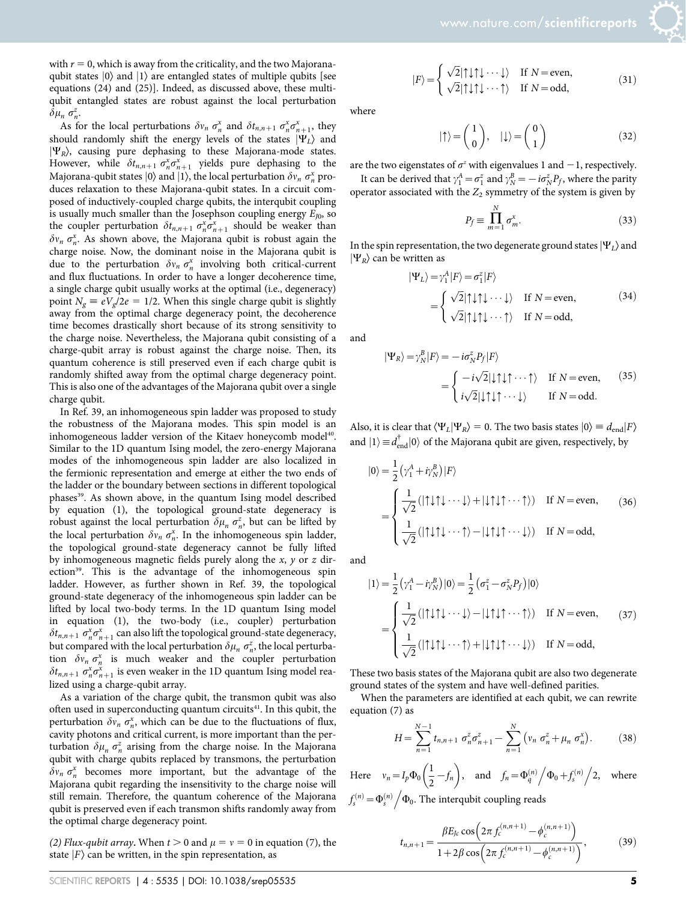with $r = 0$, which is away from the criticality, and the two Majorana-qubit states $|0\rangle$ and $|1\rangle$ are entangled states of multiple qubits [see equations (24) and (25)]. Indeed, as discussed above, these multi-qubit entangled states are robust against the local perturbation $\delta\mu_n\ \sigma_n^z$.

As for the local perturbations $\delta v_n\ \sigma_n^x$ and $\delta t_{n,n+1}\ \sigma_n^x\sigma_{n+1}^x$, they should randomly shift the energy levels of the states $|\Psi_L\rangle$ and $|\Psi_R\rangle$, causing pure dephasing to these Majorana-mode states. However, while $\delta t_{n,n+1}\ \sigma_n^x\sigma_{n+1}^x$ yields pure dephasing to the Majorana-qubit states $|0\rangle$ and $|1\rangle$, the local perturbation $\delta v_n\ \sigma_n^x$ produces relaxation to these Majorana-qubit states. In a circuit composed of inductively-coupled charge qubits, the interqubit coupling is usually much smaller than the Josephson coupling energy $E_{J0}$, so the coupler perturbation $\delta t_{n,n+1}\ \sigma_n^x\sigma_{n+1}^x$ should be weaker than $\delta v_n\ \sigma_n^x$. As shown above, the Majorana qubit is robust again the charge noise. Now, the dominant noise in the Majorana qubit is due to the perturbation $\delta v_n\ \sigma_n^x$ involving both critical-current and flux fluctuations. In order to have a longer decoherence time, a single charge qubit usually works at the optimal (i.e., degeneracy) point $N_g \equiv eV_g/2e = 1/2$. When this single charge qubit is slightly away from the optimal charge degeneracy point, the decoherence time becomes drastically short because of its strong sensitivity to the charge noise. Nevertheless, the Majorana qubit consisting of a charge-qubit array is robust against the charge noise. Then, its quantum coherence is still preserved even if each charge qubit is randomly shifted away from the optimal charge degeneracy point. This is also one of the advantages of the Majorana qubit over a single charge qubit.

In Ref. 39, an inhomogeneous spin ladder was proposed to study the robustness of the Majorana modes. This spin model is an inhomogeneous ladder version of the Kitaev honeycomb model[40]. Similar to the 1D quantum Ising model, the zero-energy Majorana modes of the inhomogeneous spin ladder are also localized in the fermionic representation and emerge at either the two ends of the ladder or the boundary between sections in different topological phases[39]. As shown above, in the quantum Ising model described by equation (1), the topological ground-state degeneracy is robust against the local perturbation $\delta\mu_n\ \sigma_n^z$, but can be lifted by the local perturbation $\delta v_n\ \sigma_n^x$. In the inhomogeneous spin ladder, the topological ground-state degeneracy cannot be fully lifted by inhomogeneous magnetic fields purely along the $x$, $y$ or $z$ direction[39]. This is the advantage of the inhomogeneous spin ladder. However, as further shown in Ref. 39, the topological ground-state degeneracy of the inhomogeneous spin ladder can be lifted by local two-body terms. In the 1D quantum Ising model in equation (1), the two-body (i.e., coupler) perturbation $\delta t_{n,n+1}\ \sigma_n^x\sigma_{n+1}^x$ can also lift the topological ground-state degeneracy, but compared with the local perturbation $\delta\mu_n\ \sigma_n^z$, the local perturbation $\delta v_n\ \sigma_n^x$ is much weaker and the coupler perturbation $\delta t_{n,n+1}\ \sigma_n^x\sigma_{n+1}^x$ is even weaker in the 1D quantum Ising model realized using a charge-qubit array.

As a variation of the charge qubit, the transmon qubit was also often used in superconducting quantum circuits[41]. In this qubit, the perturbation $\delta v_n\ \sigma_n^x$, which can be due to the fluctuations of flux, cavity photons and critical current, is more important than the perturbation $\delta\mu_n\ \sigma_n^z$ arising from the charge noise. In the Majorana qubit with charge qubits replaced by transmons, the perturbation $\delta v_n\ \sigma_n^x$ becomes more important, but the advantage of the Majorana qubit regarding the insensitivity to the charge noise will still remain. Therefore, the quantum coherence of the Majorana qubit is preserved even if each transmon shifts randomly away from the optimal charge degeneracy point.

*(2) Flux-qubit array.* When $t > 0$ and $\mu = v = 0$ in equation (7), the state $|F\rangle$ can be written, in the spin representation, as

$$|F\rangle = \begin{cases} \sqrt{2}|\uparrow\downarrow\uparrow\downarrow\cdots\downarrow\rangle & \text{If } N=\text{even},\\ \sqrt{2}|\uparrow\downarrow\uparrow\downarrow\cdots\uparrow\rangle & \text{If } N=\text{odd}, \end{cases} \tag{31}$$

where

$$|\uparrow\rangle = \begin{pmatrix} 1 \\ 0 \end{pmatrix}, \quad |\downarrow\rangle = \begin{pmatrix} 0 \\ 1 \end{pmatrix} \tag{32}$$

are the two eigenstates of $\sigma^z$ with eigenvalues 1 and $-1$, respectively.

It can be derived that $\gamma_1^A = \sigma_1^z$ and $\gamma_N^B = -i\sigma_N^z P_f$, where the parity operator associated with the $Z_2$ symmetry of the system is given by

$$P_f \equiv \prod_{m=1}^{N} \sigma_m^x. \tag{33}$$

In the spin representation, the two degenerate ground states $|\Psi_L\rangle$ and $|\Psi_R\rangle$ can be written as

$$\begin{aligned} |\Psi_L\rangle &= \gamma_1^A|F\rangle = \sigma_1^z|F\rangle \\ &= \begin{cases} \sqrt{2}|\uparrow\downarrow\uparrow\downarrow\cdots\downarrow\rangle & \text{If } N=\text{even},\\ \sqrt{2}|\uparrow\downarrow\uparrow\downarrow\cdots\uparrow\rangle & \text{If } N=\text{odd}, \end{cases} \end{aligned} \tag{34}$$

and

$$\begin{aligned} |\Psi_R\rangle &= \gamma_N^B|F\rangle = -i\sigma_N^z P_f|F\rangle \\ &= \begin{cases} -i\sqrt{2}|\downarrow\uparrow\downarrow\uparrow\cdots\uparrow\rangle & \text{If } N=\text{even},\\ i\sqrt{2}|\downarrow\uparrow\downarrow\uparrow\cdots\downarrow\rangle & \text{If } N=\text{odd}. \end{cases} \end{aligned} \tag{35}$$

Also, it is clear that $\langle\Psi_L|\Psi_R\rangle = 0$. The two basis states $|0\rangle \equiv d_{\text{end}}|F\rangle$ and $|1\rangle \equiv d_{\text{end}}^\dagger|0\rangle$ of the Majorana qubit are given, respectively, by

$$\begin{aligned} |0\rangle &= \frac{1}{2}\left(\gamma_1^A + i\gamma_N^B\right)|F\rangle \\ &= \begin{cases} \frac{1}{\sqrt{2}}\left(|\uparrow\downarrow\uparrow\downarrow\cdots\downarrow\rangle + |\downarrow\uparrow\downarrow\uparrow\cdots\uparrow\rangle\right) & \text{If } N=\text{even},\\ \frac{1}{\sqrt{2}}\left(|\uparrow\downarrow\uparrow\downarrow\cdots\uparrow\rangle - |\downarrow\uparrow\downarrow\uparrow\cdots\downarrow\rangle\right) & \text{If } N=\text{odd}, \end{cases} \end{aligned} \tag{36}$$

and

$$\begin{aligned} |1\rangle &= \frac{1}{2}\left(\gamma_1^A - i\gamma_N^B\right)|0\rangle = \frac{1}{2}\left(\sigma_1^z - \sigma_N^z P_f\right)|0\rangle \\ &= \begin{cases} \frac{1}{\sqrt{2}}\left(|\uparrow\downarrow\uparrow\downarrow\cdots\downarrow\rangle - |\downarrow\uparrow\downarrow\uparrow\cdots\uparrow\rangle\right) & \text{If } N=\text{even},\\ \frac{1}{\sqrt{2}}\left(|\uparrow\downarrow\uparrow\downarrow\cdots\uparrow\rangle + |\downarrow\uparrow\downarrow\uparrow\cdots\downarrow\rangle\right) & \text{If } N=\text{odd}, \end{cases} \end{aligned} \tag{37}$$

These two basis states of the Majorana qubit are also two degenerate ground states of the system and have well-defined parities.

When the parameters are identified at each qubit, we can rewrite equation (7) as

$$H = \sum_{n=1}^{N-1} t_{n,n+1}\ \sigma_n^z\sigma_{n+1}^z - \sum_{n=1}^{N}\left(v_n\ \sigma_n^z + \mu_n\ \sigma_n^x\right). \tag{38}$$

Here $v_n = I_p\Phi_0\left(\frac{1}{2} - f_n\right)$, and $f_n = \Phi_q^{(n)}/\Phi_0 + f_s^{(n)}/2$, where $f_s^{(n)} = \Phi_s^{(n)}/\Phi_0$. The interqubit coupling reads

$$t_{n,n+1} = \frac{\beta E_{Jc}\cos\left(2\pi f_c^{(n,n+1)} - \phi_c^{(n,n+1)}\right)}{1 + 2\beta\cos\left(2\pi f_c^{(n,n+1)} - \phi_c^{(n,n+1)}\right)}, \tag{39}$$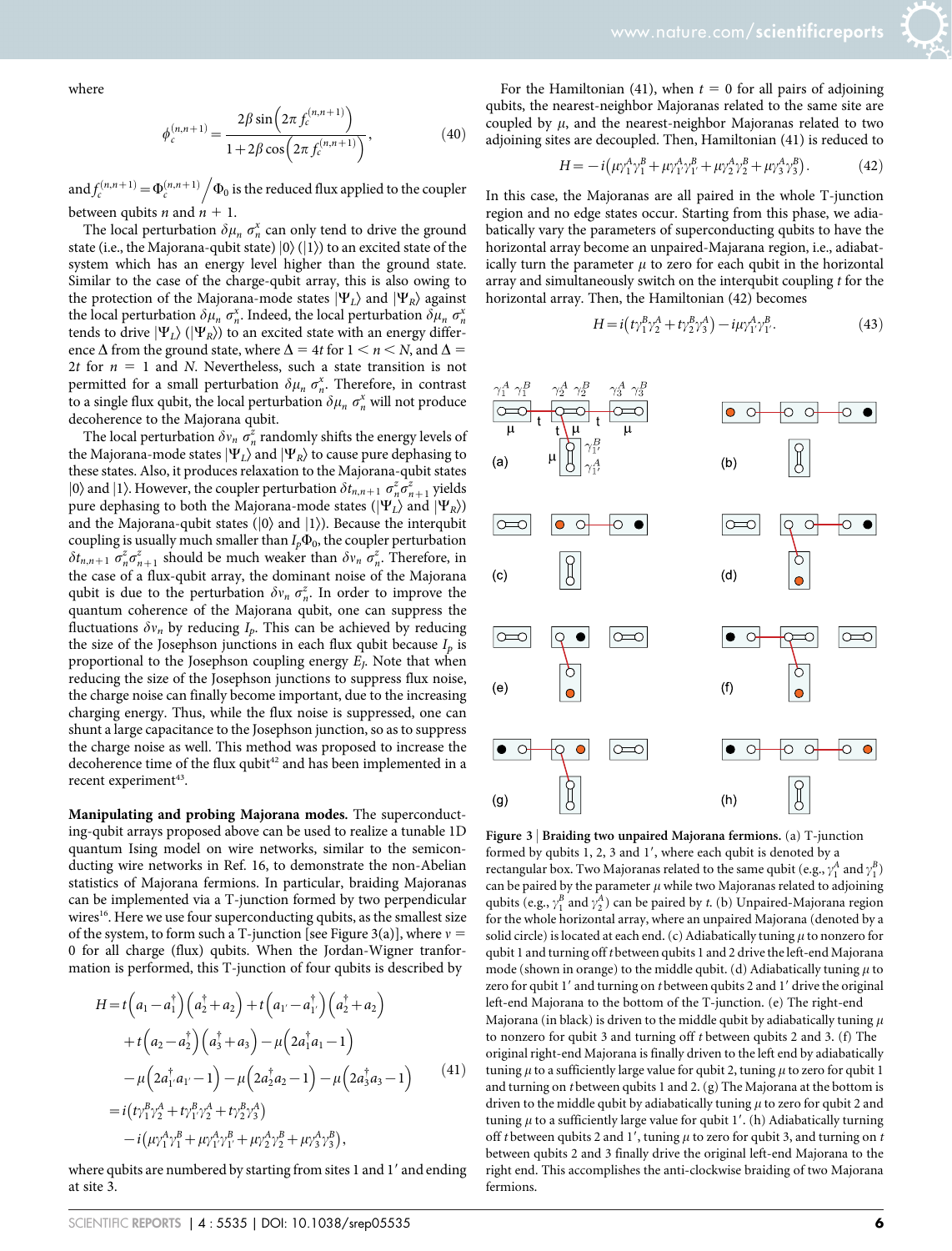where

$$\phi_c^{(n,n+1)} = \frac{2\beta \sin\left(2\pi f_c^{(n,n+1)}\right)}{1+2\beta \cos\left(2\pi f_c^{(n,n+1)}\right)}, \tag{40}$$

and $f_c^{(n,n+1)} = \Phi_c^{(n,n+1)} / \Phi_0$ is the reduced flux applied to the coupler between qubits $n$ and $n + 1$.

The local perturbation $\delta\mu_n\ \sigma_n^x$ can only tend to drive the ground state (i.e., the Majorana-qubit state) $|0\rangle$ ($|1\rangle$) to an excited state of the system which has an energy level higher than the ground state. Similar to the case of the charge-qubit array, this is also owing to the protection of the Majorana-mode states $|\Psi_L\rangle$ and $|\Psi_R\rangle$ against the local perturbation $\delta\mu_n\ \sigma_n^x$. Indeed, the local perturbation $\delta\mu_n\ \sigma_n^x$ tends to drive $|\Psi_L\rangle$ ($|\Psi_R\rangle$) to an excited state with an energy difference $\Delta$ from the ground state, where $\Delta = 4t$ for $1 < n < N$, and $\Delta = 2t$ for $n = 1$ and $N$. Nevertheless, such a state transition is not permitted for a small perturbation $\delta\mu_n\ \sigma_n^x$. Therefore, in contrast to a single flux qubit, the local perturbation $\delta\mu_n\ \sigma_n^x$ will not produce decoherence to the Majorana qubit.

The local perturbation $\delta v_n\ \sigma_n^z$ randomly shifts the energy levels of the Majorana-mode states $|\Psi_L\rangle$ and $|\Psi_R\rangle$ to cause pure dephasing to these states. Also, it produces relaxation to the Majorana-qubit states $|0\rangle$ and $|1\rangle$. However, the coupler perturbation $\delta t_{n,n+1}\ \sigma_n^z \sigma_{n+1}^z$ yields pure dephasing to both the Majorana-mode states ($|\Psi_L\rangle$ and $|\Psi_R\rangle$) and the Majorana-qubit states ($|0\rangle$ and $|1\rangle$). Because the interqubit coupling is usually much smaller than $I_p\Phi_0$, the coupler perturbation $\delta t_{n,n+1}\ \sigma_n^z \sigma_{n+1}^z$ should be much weaker than $\delta v_n\ \sigma_n^z$. Therefore, in the case of a flux-qubit array, the dominant noise of the Majorana qubit is due to the perturbation $\delta v_n\ \sigma_n^z$. In order to improve the quantum coherence of the Majorana qubit, one can suppress the fluctuations $\delta v_n$ by reducing $I_p$. This can be achieved by reducing the size of the Josephson junctions in each flux qubit because $I_p$ is proportional to the Josephson coupling energy $E_J$. Note that when reducing the size of the Josephson junctions to suppress flux noise, the charge noise can finally become important, due to the increasing charging energy. Thus, while the flux noise is suppressed, one can shunt a large capacitance to the Josephson junction, so as to suppress the charge noise as well. This method was proposed to increase the decoherence time of the flux qubit[42] and has been implemented in a recent experiment[43].

**Manipulating and probing Majorana modes.** The superconducting-qubit arrays proposed above can be used to realize a tunable 1D quantum Ising model on wire networks, similar to the semiconducting wire networks in Ref. 16, to demonstrate the non-Abelian statistics of Majorana fermions. In particular, braiding Majoranas can be implemented via a T-junction formed by two perpendicular wires[16]. Here we use four superconducting qubits, as the smallest size of the system, to form such a T-junction [see Figure 3(a)], where $v = 0$ for all charge (flux) qubits. When the Jordan-Wigner tranformation is performed, this T-junction of four qubits is described by

$$\begin{aligned} H &= t\left(a_1 - a_1^\dagger\right)\left(a_2^\dagger + a_2\right) + t\left(a_{1'} - a_{1'}^\dagger\right)\left(a_2^\dagger + a_2\right) \\ &\quad + t\left(a_2 - a_2^\dagger\right)\left(a_3^\dagger + a_3\right) - \mu\left(2a_1^\dagger a_1 - 1\right) \\ &\quad - \mu\left(2a_{1'}^\dagger a_{1'} - 1\right) - \mu\left(2a_2^\dagger a_2 - 1\right) - \mu\left(2a_3^\dagger a_3 - 1\right) \\ &= i\left(t\gamma_1^B\gamma_2^A + t\gamma_{1'}^B\gamma_2^A + t\gamma_2^B\gamma_3^A\right) \\ &\quad - i\left(\mu\gamma_1^A\gamma_1^B + \mu\gamma_{1'}^A\gamma_{1'}^B + \mu\gamma_2^A\gamma_2^B + \mu\gamma_3^A\gamma_3^B\right), \end{aligned} \tag{41}$$

where qubits are numbered by starting from sites 1 and 1′ and ending at site 3.

For the Hamiltonian (41), when $t = 0$ for all pairs of adjoining qubits, the nearest-neighbor Majoranas related to the same site are coupled by $\mu$, and the nearest-neighbor Majoranas related to two adjoining sites are decoupled. Then, Hamiltonian (41) is reduced to

$$H = -i\left(\mu\gamma_1^A\gamma_1^B + \mu\gamma_{1'}^A\gamma_{1'}^B + \mu\gamma_2^A\gamma_2^B + \mu\gamma_3^A\gamma_3^B\right). \tag{42}$$

In this case, the Majoranas are all paired in the whole T-junction region and no edge states occur. Starting from this phase, we adiabatically vary the parameters of superconducting qubits to have the horizontal array become an unpaired-Majorana region, i.e., adiabatically turn the parameter $\mu$ to zero for each qubit in the horizontal array and simultaneously switch on the interqubit coupling $t$ for the horizontal array. Then, the Hamiltonian (42) becomes

$$H = i\left(t\gamma_1^B\gamma_2^A + t\gamma_2^B\gamma_3^A\right) - i\mu\gamma_{1'}^A\gamma_{1'}^B. \tag{43}$$

**Figure 3 | Braiding two unpaired Majorana fermions.** (a) T-junction formed by qubits 1, 2, 3 and 1′, where each qubit is denoted by a rectangular box. Two Majoranas related to the same qubit (e.g., $\gamma_1^A$ and $\gamma_1^B$) can be paired by the parameter $\mu$ while two Majoranas related to adjoining qubits (e.g., $\gamma_1^B$ and $\gamma_2^A$) can be paired by $t$. (b) Unpaired-Majorana region for the whole horizontal array, where an unpaired Majorana (denoted by a solid circle) is located at each end. (c) Adiabatically tuning $\mu$ to nonzero for qubit 1 and turning off $t$ between qubits 1 and 2 drive the left-end Majorana mode (shown in orange) to the middle qubit. (d) Adiabatically tuning $\mu$ to zero for qubit 1′ and turning on $t$ between qubits 2 and 1′ drive the original left-end Majorana to the bottom of the T-junction. (e) The right-end Majorana (in black) is driven to the middle qubit by adiabatically tuning $\mu$ to nonzero for qubit 3 and turning off $t$ between qubits 2 and 3. (f) The original right-end Majorana is finally driven to the left end by adiabatically tuning $\mu$ to a sufficiently large value for qubit 2, tuning $\mu$ to zero for qubit 1 and turning on $t$ between qubits 1 and 2. (g) The Majorana at the bottom is driven to the middle qubit by adiabatically tuning $\mu$ to zero for qubit 2 and tuning $\mu$ to a sufficiently large value for qubit 1′. (h) Adiabatically turning off $t$ between qubits 2 and 1′, tuning $\mu$ to zero for qubit 3, and turning on $t$ between qubits 2 and 3 finally drive the original left-end Majorana to the right end. This accomplishes the anti-clockwise braiding of two Majorana fermions.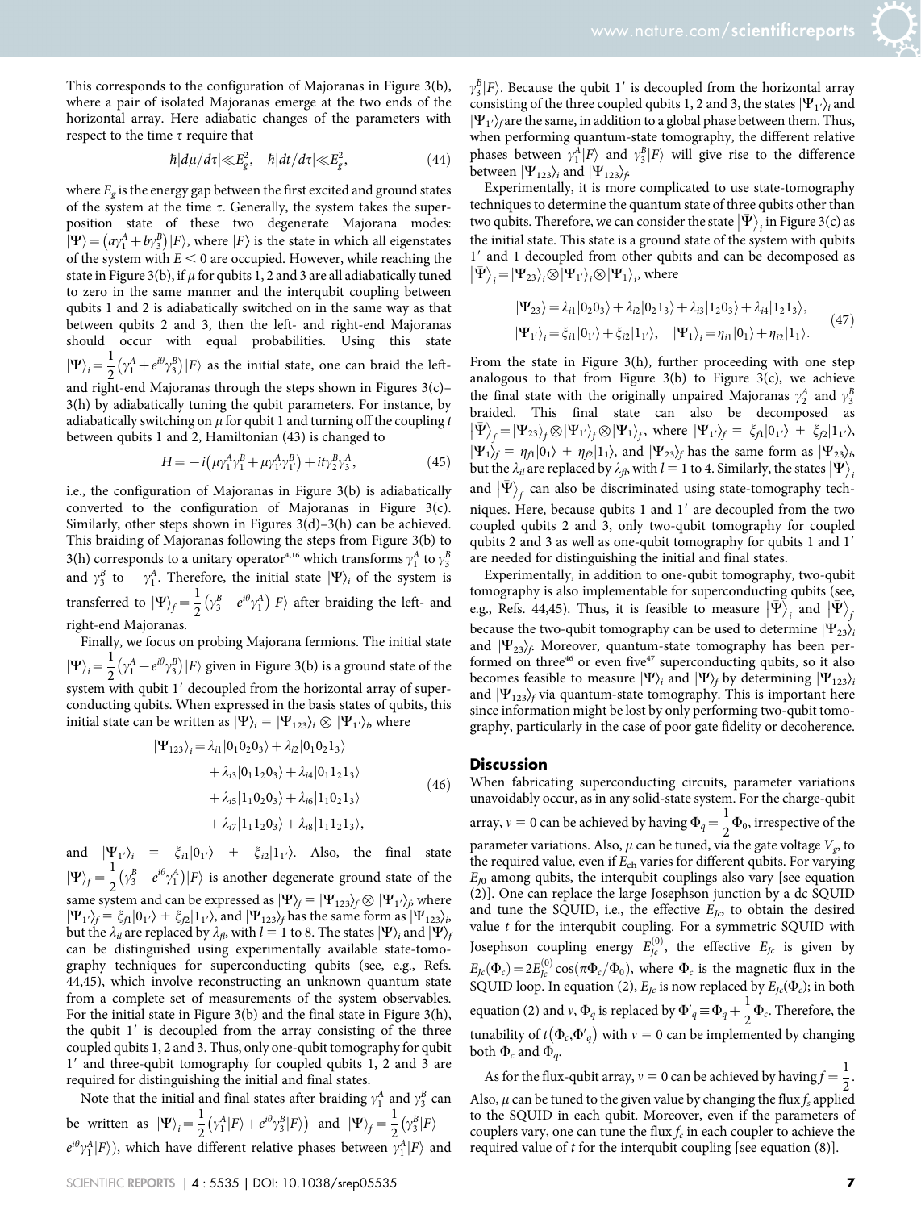This corresponds to the configuration of Majoranas in Figure 3(b), where a pair of isolated Majoranas emerge at the two ends of the horizontal array. Here adiabatic changes of the parameters with respect to the time $\tau$ require that

$$\hbar|d\mu/d\tau| \ll E_g^2, \quad \hbar|dt/d\tau| \ll E_g^2, \tag{44}$$

where $E_g$ is the energy gap between the first excited and ground states of the system at the time $\tau$. Generally, the system takes the superposition state of these two degenerate Majorana modes: $|\Psi\rangle = \left(a\gamma_1^A + b\gamma_3^B\right)|F\rangle$, where $|F\rangle$ is the state in which all eigenstates of the system with $E < 0$ are occupied. However, while reaching the state in Figure 3(b), if $\mu$ for qubits 1, 2 and 3 are all adiabatically tuned to zero in the same manner and the interqubit coupling between qubits 1 and 2 is adiabatically switched on in the same way as that between qubits 2 and 3, then the left- and right-end Majoranas should occur with equal probabilities. Using this state $|\Psi\rangle_i = \frac{1}{2}\left(\gamma_1^A + e^{i\theta}\gamma_3^B\right)|F\rangle$ as the initial state, one can braid the left- and right-end Majoranas through the steps shown in Figures 3(c)–3(h) by adiabatically tuning the qubit parameters. For instance, by adiabatically switching on $\mu$ for qubit 1 and turning off the coupling $t$ between qubits 1 and 2, Hamiltonian (43) is changed to

$$H = -i\left(\mu\gamma_1^A\gamma_1^B + \mu\gamma_{1'}^A\gamma_{1'}^B\right) + it\gamma_2^B\gamma_3^A, \tag{45}$$

i.e., the configuration of Majoranas in Figure 3(b) is adiabatically converted to the configuration of Majoranas in Figure 3(c). Similarly, other steps shown in Figures 3(d)–3(h) can be achieved. This braiding of Majoranas following the steps from Figure 3(b) to 3(h) corresponds to a unitary operator[4,16] which transforms $\gamma_1^A$ to $\gamma_3^B$ and $\gamma_3^B$ to $-\gamma_1^A$. Therefore, the initial state $|\Psi\rangle_i$ of the system is transferred to $|\Psi\rangle_f = \frac{1}{2}\left(\gamma_3^B - e^{i\theta}\gamma_1^A\right)|F\rangle$ after braiding the left- and right-end Majoranas.

Finally, we focus on probing Majorana fermions. The initial state $|\Psi\rangle_i = \frac{1}{2}\left(\gamma_1^A - e^{i\theta}\gamma_3^B\right)|F\rangle$ given in Figure 3(b) is a ground state of the system with qubit $1'$ decoupled from the horizontal array of superconducting qubits. When expressed in the basis states of qubits, this initial state can be written as $|\Psi\rangle_i = |\Psi_{123}\rangle_i \otimes |\Psi_{1'}\rangle_i$, where

$$\begin{aligned}|\Psi_{123}\rangle_i = &\lambda_{i1}|0_1 0_2 0_3\rangle + \lambda_{i2}|0_1 0_2 1_3\rangle \\ &+ \lambda_{i3}|0_1 1_2 0_3\rangle + \lambda_{i4}|0_1 1_2 1_3\rangle \\ &+ \lambda_{i5}|1_1 0_2 0_3\rangle + \lambda_{i6}|1_1 0_2 1_3\rangle \\ &+ \lambda_{i7}|1_1 1_2 0_3\rangle + \lambda_{i8}|1_1 1_2 1_3\rangle,\end{aligned} \tag{46}$$

and $|\Psi_{1'}\rangle_i = \xi_{i1}|0_{1'}\rangle + \xi_{i2}|1_{1'}\rangle$. Also, the final state $|\Psi\rangle_f = \frac{1}{2}\left(\gamma_3^B - e^{i\theta}\gamma_1^A\right)|F\rangle$ is another degenerate ground state of the same system and can be expressed as $|\Psi\rangle_f = |\Psi_{123}\rangle_f \otimes |\Psi_{1'}\rangle_f$, where $|\Psi_{1'}\rangle_f = \xi_{f1}|0_{1'}\rangle + \xi_{f2}|1_{1'}\rangle$, and $|\Psi_{123}\rangle_f$ has the same form as $|\Psi_{123}\rangle_i$, but the $\lambda_{il}$ are replaced by $\lambda_{fl}$, with $l = 1$ to 8. The states $|\Psi\rangle_i$ and $|\Psi\rangle_f$ can be distinguished using experimentally available state-tomography techniques for superconducting qubits (see, e.g., Refs. 44,45), which involve reconstructing an unknown quantum state from a complete set of measurements of the system observables. For the initial state in Figure 3(b) and the final state in Figure 3(h), the qubit $1'$ is decoupled from the array consisting of the three coupled qubits 1, 2 and 3. Thus, only one-qubit tomography for qubit $1'$ and three-qubit tomography for coupled qubits 1, 2 and 3 are required for distinguishing the initial and final states.

Note that the initial and final states after braiding $\gamma_1^A$ and $\gamma_3^B$ can be written as $|\Psi\rangle_i = \frac{1}{2}\left(\gamma_1^A|F\rangle + e^{i\theta}\gamma_3^B|F\rangle\right)$ and $|\Psi\rangle_f = \frac{1}{2}\left(\gamma_3^B|F\rangle - e^{i\theta}\gamma_1^A|F\rangle\right)$, which have different relative phases between $\gamma_1^A|F\rangle$ and $\gamma_3^B|F\rangle$. Because the qubit $1'$ is decoupled from the horizontal array consisting of the three coupled qubits 1, 2 and 3, the states $|\Psi_{1'}\rangle_i$ and $|\Psi_{1'}\rangle_f$ are the same, in addition to a global phase between them. Thus, when performing quantum-state tomography, the different relative phases between $\gamma_1^A|F\rangle$ and $\gamma_3^B|F\rangle$ will give rise to the difference between $|\Psi_{123}\rangle_i$ and $|\Psi_{123}\rangle_f$.

Experimentally, it is more complicated to use state-tomography techniques to determine the quantum state of three qubits other than two qubits. Therefore, we can consider the state $|\bar{\Psi}\rangle_i$ in Figure 3(c) as the initial state. This state is a ground state of the system with qubits $1'$ and 1 decoupled from other qubits and can be decomposed as $|\bar{\Psi}\rangle_i = |\Psi_{23}\rangle_i \otimes |\Psi_{1'}\rangle_i \otimes |\Psi_1\rangle_i$, where

$$\begin{aligned}&|\Psi_{23}\rangle = \lambda_{i1}|0_2 0_3\rangle + \lambda_{i2}|0_2 1_3\rangle + \lambda_{i3}|1_2 0_3\rangle + \lambda_{i4}|1_2 1_3\rangle, \\ &|\Psi_{1'}\rangle_i = \xi_{i1}|0_{1'}\rangle + \xi_{i2}|1_{1'}\rangle, \quad |\Psi_1\rangle_i = \eta_{i1}|0_1\rangle + \eta_{i2}|1_1\rangle.\end{aligned} \tag{47}$$

From the state in Figure 3(h), further proceeding with one step analogous to that from Figure 3(b) to Figure 3(c), we achieve the final state with the originally unpaired Majoranas $\gamma_2^A$ and $\gamma_3^B$ braided. This final state can also be decomposed as $|\bar{\Psi}\rangle_f = |\Psi_{23}\rangle_f \otimes |\Psi_{1'}\rangle_f \otimes |\Psi_1\rangle_f$, where $|\Psi_{1'}\rangle_f = \xi_{f1}|0_{1'}\rangle + \xi_{f2}|1_{1'}\rangle$, $|\Psi_1\rangle_f = \eta_{f1}|0_1\rangle + \eta_{f2}|1_1\rangle$, and $|\Psi_{23}\rangle_f$ has the same form as $|\Psi_{23}\rangle_i$, but the $\lambda_{il}$ are replaced by $\lambda_{fl}$, with $l = 1$ to 4. Similarly, the states $|\bar{\Psi}\rangle_i$ and $|\bar{\Psi}\rangle_f$ can also be discriminated using state-tomography techniques. Here, because qubits 1 and $1'$ are decoupled from the two coupled qubits 2 and 3, only two-qubit tomography for coupled qubits 2 and 3 as well as one-qubit tomography for qubits 1 and $1'$ are needed for distinguishing the initial and final states.

Experimentally, in addition to one-qubit tomography, two-qubit tomography is also implementable for superconducting qubits (see, e.g., Refs. 44,45). Thus, it is feasible to measure $|\bar{\Psi}\rangle_i$ and $|\bar{\Psi}\rangle_f$ because the two-qubit tomography can be used to determine $|\Psi_{23}\rangle_i$ and $|\Psi_{23}\rangle_f$. Moreover, quantum-state tomography has been performed on three[46] or even five[47] superconducting qubits, so it also becomes feasible to measure $|\Psi\rangle_i$ and $|\Psi\rangle_f$ by determining $|\Psi_{123}\rangle_i$ and $|\Psi_{123}\rangle_f$ via quantum-state tomography. This is important here since information might be lost by only performing two-qubit tomography, particularly in the case of poor gate fidelity or decoherence.

## Discussion

When fabricating superconducting circuits, parameter variations unavoidably occur, as in any solid-state system. For the charge-qubit array, $v = 0$ can be achieved by having $\Phi_q = \frac{1}{2}\Phi_0$, irrespective of the parameter variations. Also, $\mu$ can be tuned, via the gate voltage $V_g$, to the required value, even if $E_{ch}$ varies for different qubits. For varying $E_{J0}$ among qubits, the interqubit couplings also vary [see equation (2)]. One can replace the large Josephson junction by a dc SQUID and tune the SQUID, i.e., the effective $E_{Jc}$, to obtain the desired value $t$ for the interqubit coupling. For a symmetric SQUID with Josephson coupling energy $E_{Jc}^{(0)}$, the effective $E_{Jc}$ is given by $E_{Jc}(\Phi_c) = 2E_{Jc}^{(0)}\cos(\pi\Phi_c/\Phi_0)$, where $\Phi_c$ is the magnetic flux in the SQUID loop. In equation (2), $E_{Jc}$ is now replaced by $E_{Jc}(\Phi_c)$; in both equation (2) and $v$, $\Phi_q$ is replaced by $\Phi'_q \equiv \Phi_q + \frac{1}{2}\Phi_c$. Therefore, the tunability of $t(\Phi_c, \Phi'_q)$ with $v = 0$ can be implemented by changing both $\Phi_c$ and $\Phi_q$.

As for the flux-qubit array, $v = 0$ can be achieved by having $f = \frac{1}{2}$. Also, $\mu$ can be tuned to the given value by changing the flux $f_s$ applied to the SQUID in each qubit. Moreover, even if the parameters of couplers vary, one can tune the flux $f_c$ in each coupler to achieve the required value of $t$ for the interqubit coupling [see equation (8)].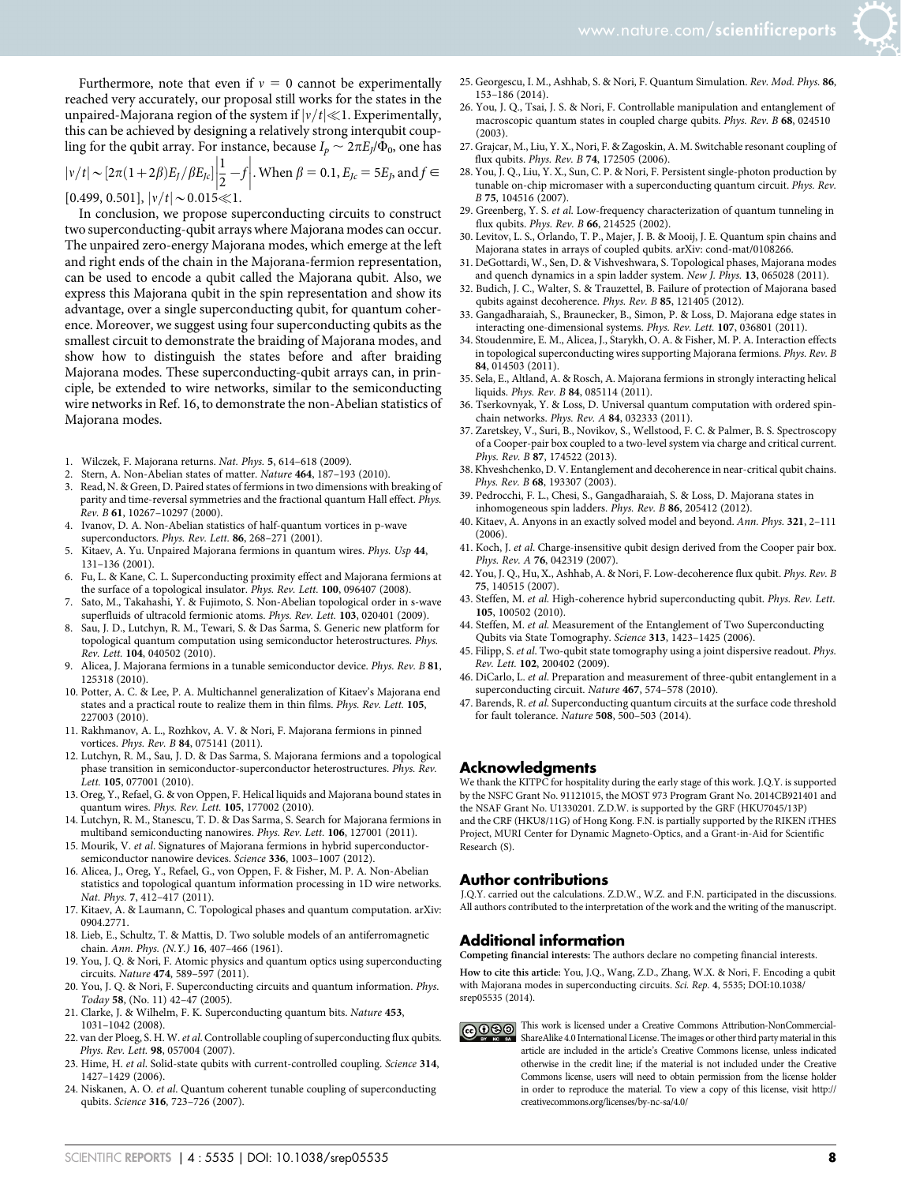Furthermore, note that even if $v = 0$ cannot be experimentally reached very accurately, our proposal still works for the states in the unpaired-Majorana region of the system if $|v/t| \ll 1$. Experimentally, this can be achieved by designing a relatively strong interqubit coupling for the qubit array. For instance, because $I_p \sim 2\pi E_J/\Phi_0$, one has $|v/t| \sim [2\pi(1+2\beta)E_J/\beta E_{Jc}]\left|\frac{1}{2} - f\right|$. When $\beta = 0.1$, $E_{Jc} = 5E_J$, and $f \in [0.499, 0.501]$, $|v/t| \sim 0.015 \ll 1$.

In conclusion, we propose superconducting circuits to construct two superconducting-qubit arrays where Majorana modes can occur. The unpaired zero-energy Majorana modes, which emerge at the left and right ends of the chain in the Majorana-fermion representation, can be used to encode a qubit called the Majorana qubit. Also, we express this Majorana qubit in the spin representation and show its advantage, over a single superconducting qubit, for quantum coherence. Moreover, we suggest using four superconducting qubits as the smallest circuit to demonstrate the braiding of Majorana modes, and show how to distinguish the states before and after braiding Majorana modes. These superconducting-qubit arrays can, in principle, be extended to wire networks, similar to the semiconducting wire networks in Ref. 16, to demonstrate the non-Abelian statistics of Majorana modes.

1. Wilczek, F. Majorana returns. *Nat. Phys.* **5**, 614–618 (2009).
2. Stern, A. Non-Abelian states of matter. *Nature* **464**, 187–193 (2010).
3. Read, N. & Green, D. Paired states of fermions in two dimensions with breaking of parity and time-reversal symmetries and the fractional quantum Hall effect. *Phys. Rev. B* **61**, 10267–10297 (2000).
4. Ivanov, D. A. Non-Abelian statistics of half-quantum vortices in p-wave superconductors. *Phys. Rev. Lett.* **86**, 268–271 (2001).
5. Kitaev, A. Yu. Unpaired Majorana fermions in quantum wires. *Phys. Usp* **44**, 131–136 (2001).
6. Fu, L. & Kane, C. L. Superconducting proximity effect and Majorana fermions at the surface of a topological insulator. *Phys. Rev. Lett.* **100**, 096407 (2008).
7. Sato, M., Takahashi, Y. & Fujimoto, S. Non-Abelian topological order in s-wave superfluids of ultracold fermionic atoms. *Phys. Rev. Lett.* **103**, 020401 (2009).
8. Sau, J. D., Lutchyn, R. M., Tewari, S. & Das Sarma, S. Generic new platform for topological quantum computation using semiconductor heterostructures. *Phys. Rev. Lett.* **104**, 040502 (2010).
9. Alicea, J. Majorana fermions in a tunable semiconductor device. *Phys. Rev. B* **81**, 125318 (2010).
10. Potter, A. C. & Lee, P. A. Multichannel generalization of Kitaev's Majorana end states and a practical route to realize them in thin films. *Phys. Rev. Lett.* **105**, 227003 (2010).
11. Rakhmanov, A. L., Rozhkov, A. V. & Nori, F. Majorana fermions in pinned vortices. *Phys. Rev. B* **84**, 075141 (2011).
12. Lutchyn, R. M., Sau, J. D. & Das Sarma, S. Majorana fermions and a topological phase transition in semiconductor-superconductor heterostructures. *Phys. Rev. Lett.* **105**, 077001 (2010).
13. Oreg, Y., Refael, G. & von Oppen, F. Helical liquids and Majorana bound states in quantum wires. *Phys. Rev. Lett.* **105**, 177002 (2010).
14. Lutchyn, R. M., Stanescu, T. D. & Das Sarma, S. Search for Majorana fermions in multiband semiconducting nanowires. *Phys. Rev. Lett.* **106**, 127001 (2011).
15. Mourik, V. *et al.* Signatures of Majorana fermions in hybrid superconductor-semiconductor nanowire devices. *Science* **336**, 1003–1007 (2012).
16. Alicea, J., Oreg, Y., Refael, G., von Oppen, F. & Fisher, M. P. A. Non-Abelian statistics and topological quantum information processing in 1D wire networks. *Nat. Phys.* **7**, 412–417 (2011).
17. Kitaev, A. & Laumann, C. Topological phases and quantum computation. arXiv: 0904.2771.
18. Lieb, E., Schultz, T. & Mattis, D. Two soluble models of an antiferromagnetic chain. *Ann. Phys. (N.Y.)* **16**, 407–466 (1961).
19. You, J. Q. & Nori, F. Atomic physics and quantum optics using superconducting circuits. *Nature* **474**, 589–597 (2011).
20. You, J. Q. & Nori, F. Superconducting circuits and quantum information. *Phys. Today* **58**, (No. 11) 42–47 (2005).
21. Clarke, J. & Wilhelm, F. K. Superconducting quantum bits. *Nature* **453**, 1031–1042 (2008).
22. van der Ploeg, S. H. W. *et al.* Controllable coupling of superconducting flux qubits. *Phys. Rev. Lett.* **98**, 057004 (2007).
23. Hime, H. *et al.* Solid-state qubits with current-controlled coupling. *Science* **314**, 1427–1429 (2006).
24. Niskanen, A. O. *et al.* Quantum coherent tunable coupling of superconducting qubits. *Science* **316**, 723–726 (2007).
25. Georgescu, I. M., Ashhab, S. & Nori, F. Quantum Simulation. *Rev. Mod. Phys.* **86**, 153–186 (2014).
26. You, J. Q., Tsai, J. S. & Nori, F. Controllable manipulation and entanglement of macroscopic quantum states in coupled charge qubits. *Phys. Rev. B* **68**, 024510 (2003).
27. Grajcar, M., Liu, Y. X., Nori, F. & Zagoskin, A. M. Switchable resonant coupling of flux qubits. *Phys. Rev. B* **74**, 172505 (2006).
28. You, J. Q., Liu, Y. X., Sun, C. P. & Nori, F. Persistent single-photon production by tunable on-chip micromaser with a superconducting quantum circuit. *Phys. Rev. B* **75**, 104516 (2007).
29. Greenberg, Y. S. *et al.* Low-frequency characterization of quantum tunneling in flux qubits. *Phys. Rev. B* **66**, 214525 (2002).
30. Levitov, L. S., Orlando, T. P., Majer, J. B. & Mooij, J. E. Quantum spin chains and Majorana states in arrays of coupled qubits. arXiv: cond-mat/0108266.
31. DeGottardi, W., Sen, D. & Vishveshwara, S. Topological phases, Majorana modes and quench dynamics in a spin ladder system. *New J. Phys.* **13**, 065028 (2011).
32. Budich, J. C., Walter, S. & Trauzettel, B. Failure of protection of Majorana based qubits against decoherence. *Phys. Rev. B* **85**, 121405 (2012).
33. Gangadharaiah, S., Braunecker, B., Simon, P. & Loss, D. Majorana edge states in interacting one-dimensional systems. *Phys. Rev. Lett.* **107**, 036801 (2011).
34. Stoudenmire, E. M., Alicea, J., Starykh, O. A. & Fisher, M. P. A. Interaction effects in topological superconducting wires supporting Majorana fermions. *Phys. Rev. B* **84**, 014503 (2011).
35. Sela, E., Altland, A. & Rosch, A. Majorana fermions in strongly interacting helical liquids. *Phys. Rev. B* **84**, 085114 (2011).
36. Tserkovnyak, Y. & Loss, D. Universal quantum computation with ordered spin-chain networks. *Phys. Rev. A* **84**, 032333 (2011).
37. Zaretskey, V., Suri, B., Novikov, S., Wellstood, F. C. & Palmer, B. S. Spectroscopy of a Cooper-pair box coupled to a two-level system via charge and critical current. *Phys. Rev. B* **87**, 174522 (2013).
38. Khveshchenko, D. V. Entanglement and decoherence in near-critical qubit chains. *Phys. Rev. B* **68**, 193307 (2003).
39. Pedrocchi, F. L., Chesi, S., Gangadharaiah, S. & Loss, D. Majorana states in inhomogeneous spin ladders. *Phys. Rev. B* **86**, 205412 (2012).
40. Kitaev, A. Anyons in an exactly solved model and beyond. *Ann. Phys.* **321**, 2–111 (2006).
41. Koch, J. *et al.* Charge-insensitive qubit design derived from the Cooper pair box. *Phys. Rev. A* **76**, 042319 (2007).
42. You, J. Q., Hu, X., Ashhab, A. & Nori, F. Low-decoherence flux qubit. *Phys. Rev. B* **75**, 140515 (2007).
43. Steffen, M. *et al.* High-coherence hybrid superconducting qubit. *Phys. Rev. Lett.* **105**, 100502 (2010).
44. Steffen, M. *et al.* Measurement of the Entanglement of Two Superconducting Qubits via State Tomography. *Science* **313**, 1423–1425 (2006).
45. Filipp, S. *et al.* Two-qubit state tomography using a joint dispersive readout. *Phys. Rev. Lett.* **102**, 200402 (2009).
46. DiCarlo, L. *et al.* Preparation and measurement of three-qubit entanglement in a superconducting circuit. *Nature* **467**, 574–578 (2010).
47. Barends, R. *et al.* Superconducting quantum circuits at the surface code threshold for fault tolerance. *Nature* **508**, 500–503 (2014).

## Acknowledgments

We thank the KITPC for hospitality during the early stage of this work. J.Q.Y. is supported by the NSFC Grant No. 91121015, the MOST 973 Program Grant No. 2014CB921401 and the NSAF Grant No. U1330201. Z.D.W. is supported by the GRF (HKU7045/13P) and the CRF (HKU8/11G) of Hong Kong. F.N. is partially supported by the RIKEN iTHES Project, MURI Center for Dynamic Magneto-Optics, and a Grant-in-Aid for Scientific Research (S).

## Author contributions

J.Q.Y. carried out the calculations. Z.D.W., W.Z. and F.N. participated in the discussions. All authors contributed to the interpretation of the work and the writing of the manuscript.

## Additional information

**Competing financial interests:** The authors declare no competing financial interests.

**How to cite this article:** You, J.Q., Wang, Z.D., Zhang, W.X. & Nori, F. Encoding a qubit with Majorana modes in superconducting circuits. *Sci. Rep.* **4**, 5535; DOI:10.1038/srep05535 (2014).

This work is licensed under a Creative Commons Attribution-NonCommercial-ShareAlike 4.0 International License. The images or other third party material in this article are included in the article's Creative Commons license, unless indicated otherwise in the credit line; if the material is not included under the Creative Commons license, users will need to obtain permission from the license holder in order to reproduce the material. To view a copy of this license, visit http://creativecommons.org/licenses/by-nc-sa/4.0/